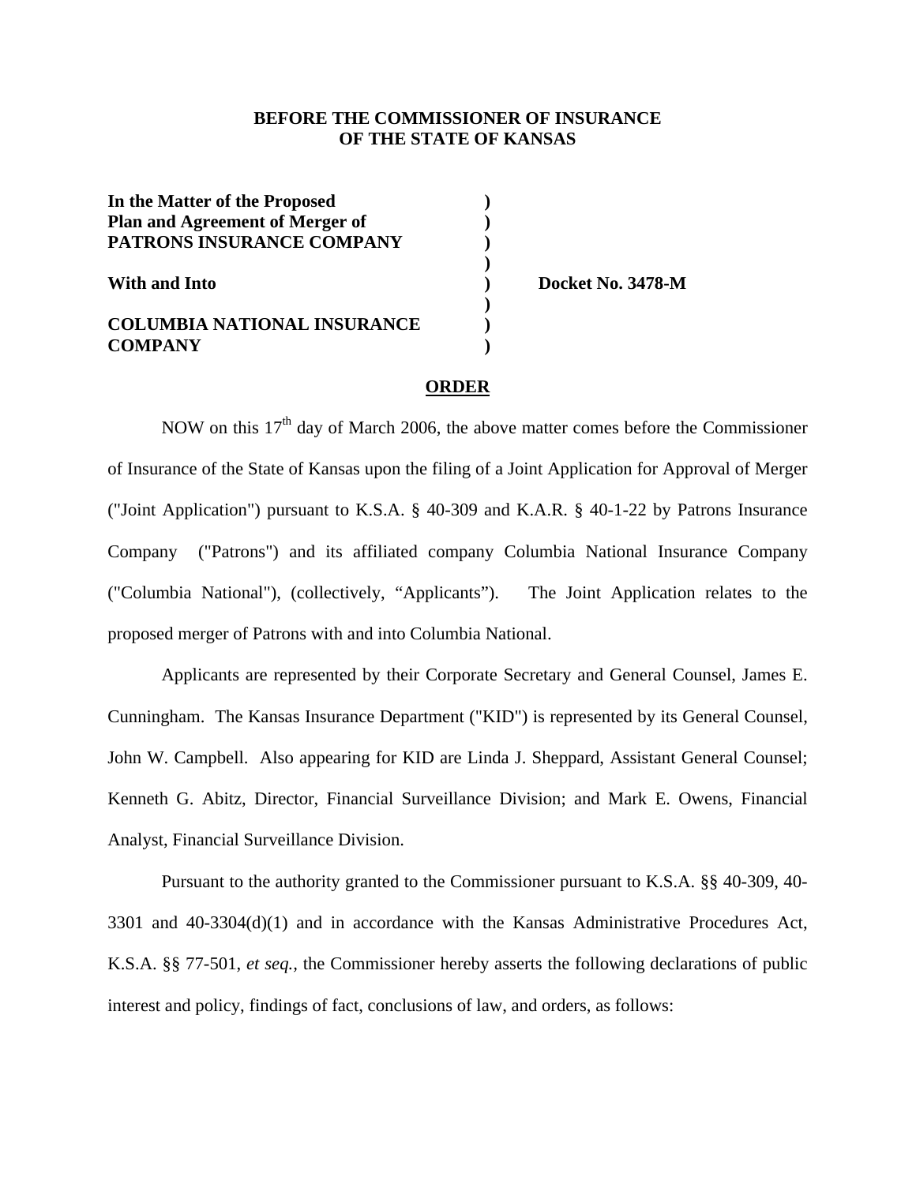**BEFORE THE COMMISSIONER OF INSURANCE**
**OF THE STATE OF KANSAS**

| | | |
|---|---|---|
| **In the Matter of the Proposed** | **)** | |
| **Plan and Agreement of Merger of** | **)** | |
| **PATRONS INSURANCE COMPANY** | **)** | |
| | **)** | |
| **With and Into** | **)** | **Docket No. 3478-M** |
| | **)** | |
| **COLUMBIA NATIONAL INSURANCE** | **)** | |
| **COMPANY** | **)** | |

**ORDER**

NOW on this 17th day of March 2006, the above matter comes before the Commissioner of Insurance of the State of Kansas upon the filing of a Joint Application for Approval of Merger ("Joint Application") pursuant to K.S.A. § 40-309 and K.A.R. § 40-1-22 by Patrons Insurance Company ("Patrons") and its affiliated company Columbia National Insurance Company ("Columbia National"), (collectively, "Applicants"). The Joint Application relates to the proposed merger of Patrons with and into Columbia National.

Applicants are represented by their Corporate Secretary and General Counsel, James E. Cunningham. The Kansas Insurance Department ("KID") is represented by its General Counsel, John W. Campbell. Also appearing for KID are Linda J. Sheppard, Assistant General Counsel; Kenneth G. Abitz, Director, Financial Surveillance Division; and Mark E. Owens, Financial Analyst, Financial Surveillance Division.

Pursuant to the authority granted to the Commissioner pursuant to K.S.A. §§ 40-309, 40-3301 and 40-3304(d)(1) and in accordance with the Kansas Administrative Procedures Act, K.S.A. §§ 77-501, *et seq.*, the Commissioner hereby asserts the following declarations of public interest and policy, findings of fact, conclusions of law, and orders, as follows: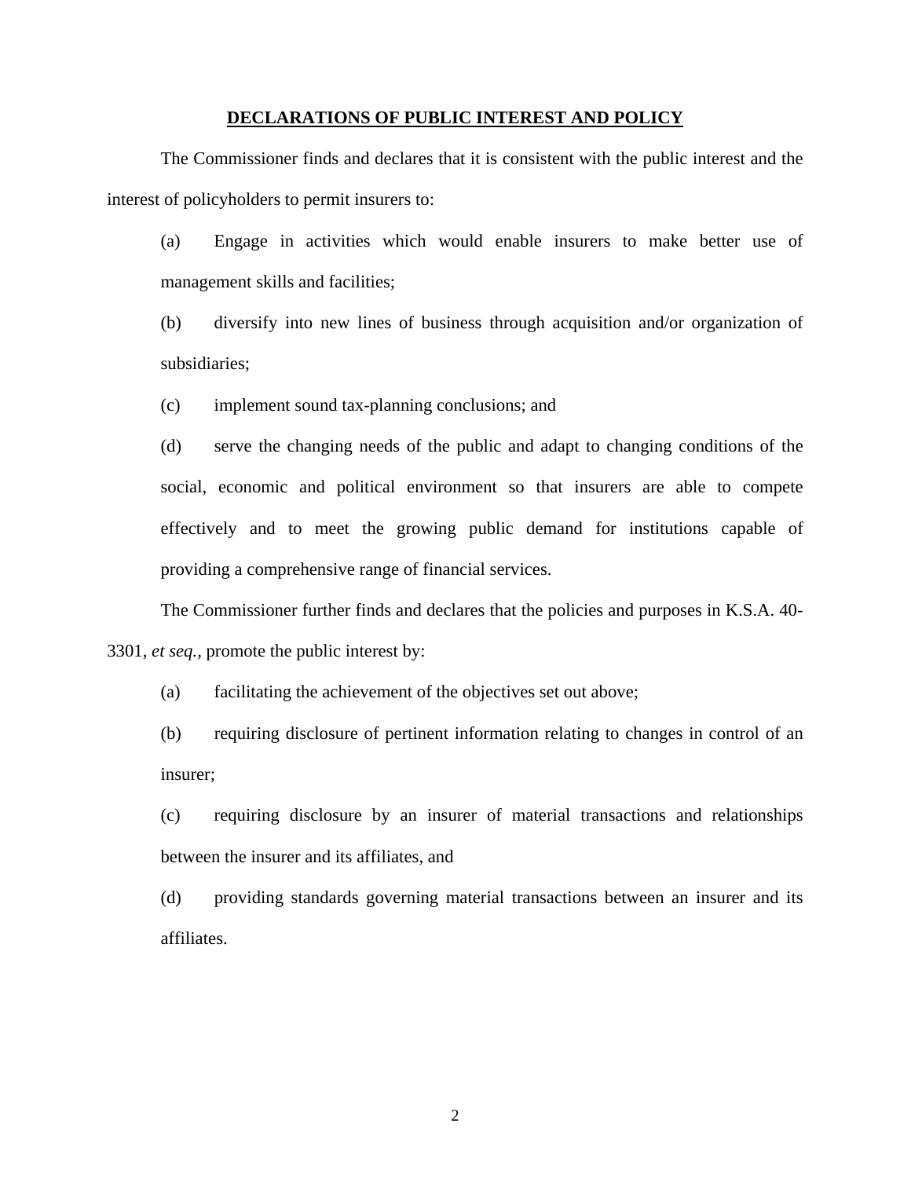## DECLARATIONS OF PUBLIC INTEREST AND POLICY

The Commissioner finds and declares that it is consistent with the public interest and the interest of policyholders to permit insurers to:

(a) Engage in activities which would enable insurers to make better use of management skills and facilities;

(b) diversify into new lines of business through acquisition and/or organization of subsidiaries;

(c) implement sound tax-planning conclusions; and

(d) serve the changing needs of the public and adapt to changing conditions of the social, economic and political environment so that insurers are able to compete effectively and to meet the growing public demand for institutions capable of providing a comprehensive range of financial services.

The Commissioner further finds and declares that the policies and purposes in K.S.A. 40-3301, *et seq.*, promote the public interest by:

(a) facilitating the achievement of the objectives set out above;

(b) requiring disclosure of pertinent information relating to changes in control of an insurer;

(c) requiring disclosure by an insurer of material transactions and relationships between the insurer and its affiliates, and

(d) providing standards governing material transactions between an insurer and its affiliates.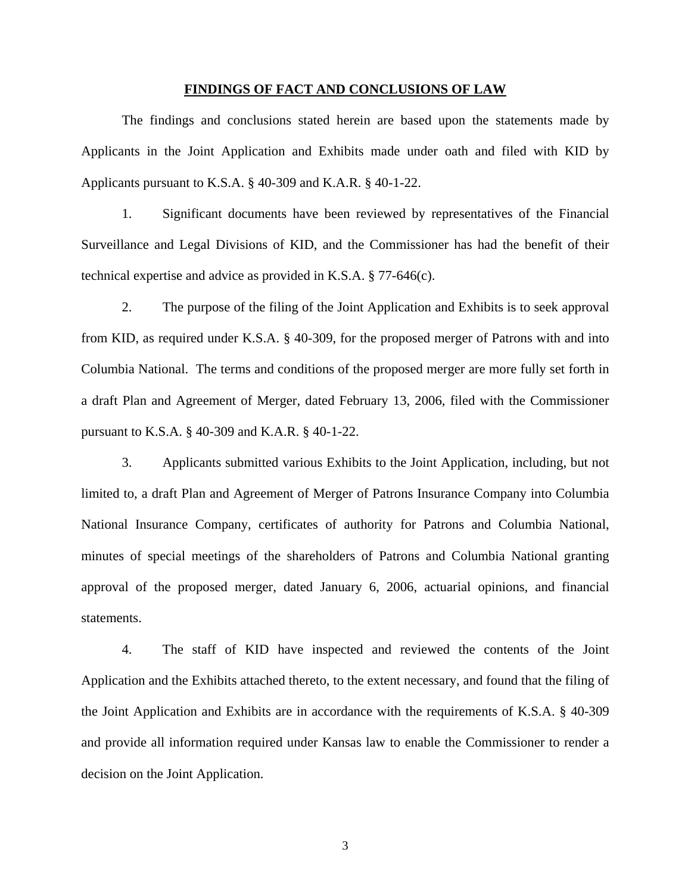## FINDINGS OF FACT AND CONCLUSIONS OF LAW

The findings and conclusions stated herein are based upon the statements made by Applicants in the Joint Application and Exhibits made under oath and filed with KID by Applicants pursuant to K.S.A. § 40-309 and K.A.R. § 40-1-22.

1. Significant documents have been reviewed by representatives of the Financial Surveillance and Legal Divisions of KID, and the Commissioner has had the benefit of their technical expertise and advice as provided in K.S.A. § 77-646(c).

2. The purpose of the filing of the Joint Application and Exhibits is to seek approval from KID, as required under K.S.A. § 40-309, for the proposed merger of Patrons with and into Columbia National. The terms and conditions of the proposed merger are more fully set forth in a draft Plan and Agreement of Merger, dated February 13, 2006, filed with the Commissioner pursuant to K.S.A. § 40-309 and K.A.R. § 40-1-22.

3. Applicants submitted various Exhibits to the Joint Application, including, but not limited to, a draft Plan and Agreement of Merger of Patrons Insurance Company into Columbia National Insurance Company, certificates of authority for Patrons and Columbia National, minutes of special meetings of the shareholders of Patrons and Columbia National granting approval of the proposed merger, dated January 6, 2006, actuarial opinions, and financial statements.

4. The staff of KID have inspected and reviewed the contents of the Joint Application and the Exhibits attached thereto, to the extent necessary, and found that the filing of the Joint Application and Exhibits are in accordance with the requirements of K.S.A. § 40-309 and provide all information required under Kansas law to enable the Commissioner to render a decision on the Joint Application.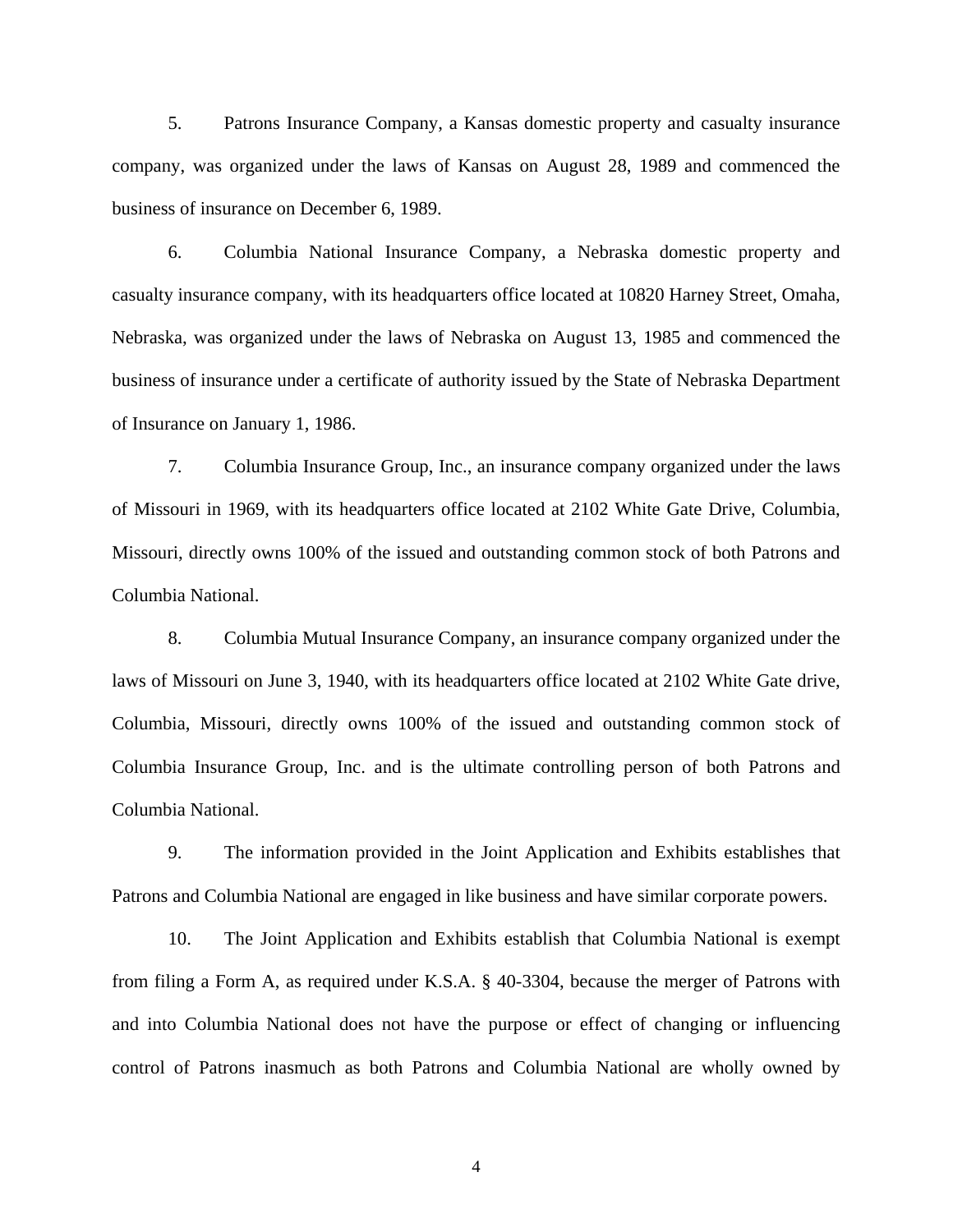5. Patrons Insurance Company, a Kansas domestic property and casualty insurance company, was organized under the laws of Kansas on August 28, 1989 and commenced the business of insurance on December 6, 1989.

6. Columbia National Insurance Company, a Nebraska domestic property and casualty insurance company, with its headquarters office located at 10820 Harney Street, Omaha, Nebraska, was organized under the laws of Nebraska on August 13, 1985 and commenced the business of insurance under a certificate of authority issued by the State of Nebraska Department of Insurance on January 1, 1986.

7. Columbia Insurance Group, Inc., an insurance company organized under the laws of Missouri in 1969, with its headquarters office located at 2102 White Gate Drive, Columbia, Missouri, directly owns 100% of the issued and outstanding common stock of both Patrons and Columbia National.

8. Columbia Mutual Insurance Company, an insurance company organized under the laws of Missouri on June 3, 1940, with its headquarters office located at 2102 White Gate drive, Columbia, Missouri, directly owns 100% of the issued and outstanding common stock of Columbia Insurance Group, Inc. and is the ultimate controlling person of both Patrons and Columbia National.

9. The information provided in the Joint Application and Exhibits establishes that Patrons and Columbia National are engaged in like business and have similar corporate powers.

10. The Joint Application and Exhibits establish that Columbia National is exempt from filing a Form A, as required under K.S.A. § 40-3304, because the merger of Patrons with and into Columbia National does not have the purpose or effect of changing or influencing control of Patrons inasmuch as both Patrons and Columbia National are wholly owned by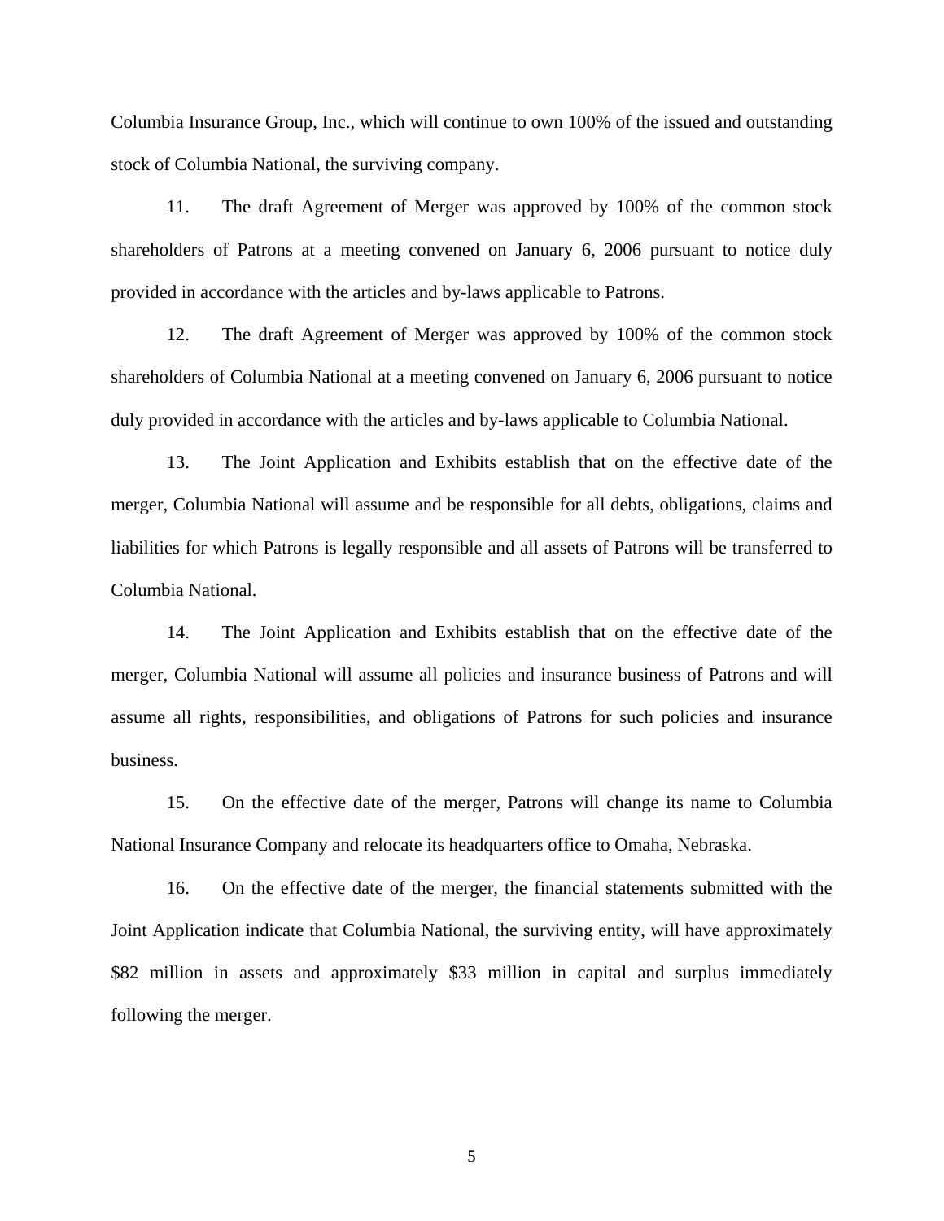Columbia Insurance Group, Inc., which will continue to own 100% of the issued and outstanding stock of Columbia National, the surviving company.

11. The draft Agreement of Merger was approved by 100% of the common stock shareholders of Patrons at a meeting convened on January 6, 2006 pursuant to notice duly provided in accordance with the articles and by-laws applicable to Patrons.

12. The draft Agreement of Merger was approved by 100% of the common stock shareholders of Columbia National at a meeting convened on January 6, 2006 pursuant to notice duly provided in accordance with the articles and by-laws applicable to Columbia National.

13. The Joint Application and Exhibits establish that on the effective date of the merger, Columbia National will assume and be responsible for all debts, obligations, claims and liabilities for which Patrons is legally responsible and all assets of Patrons will be transferred to Columbia National.

14. The Joint Application and Exhibits establish that on the effective date of the merger, Columbia National will assume all policies and insurance business of Patrons and will assume all rights, responsibilities, and obligations of Patrons for such policies and insurance business.

15. On the effective date of the merger, Patrons will change its name to Columbia National Insurance Company and relocate its headquarters office to Omaha, Nebraska.

16. On the effective date of the merger, the financial statements submitted with the Joint Application indicate that Columbia National, the surviving entity, will have approximately $82 million in assets and approximately $33 million in capital and surplus immediately following the merger.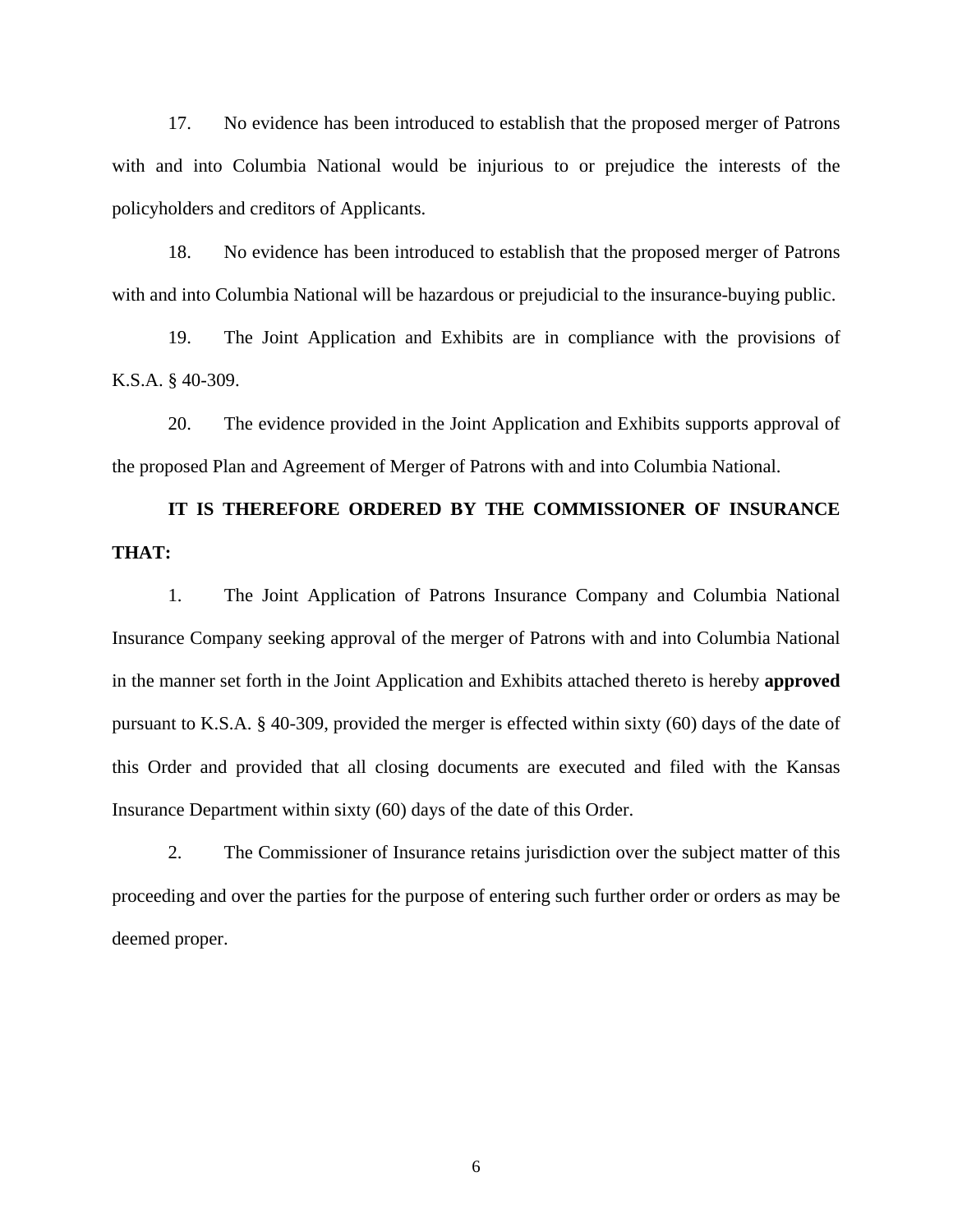17. No evidence has been introduced to establish that the proposed merger of Patrons with and into Columbia National would be injurious to or prejudice the interests of the policyholders and creditors of Applicants.

18. No evidence has been introduced to establish that the proposed merger of Patrons with and into Columbia National will be hazardous or prejudicial to the insurance-buying public.

19. The Joint Application and Exhibits are in compliance with the provisions of K.S.A. § 40-309.

20. The evidence provided in the Joint Application and Exhibits supports approval of the proposed Plan and Agreement of Merger of Patrons with and into Columbia National.

**IT IS THEREFORE ORDERED BY THE COMMISSIONER OF INSURANCE THAT:**

1. The Joint Application of Patrons Insurance Company and Columbia National Insurance Company seeking approval of the merger of Patrons with and into Columbia National in the manner set forth in the Joint Application and Exhibits attached thereto is hereby **approved** pursuant to K.S.A. § 40-309, provided the merger is effected within sixty (60) days of the date of this Order and provided that all closing documents are executed and filed with the Kansas Insurance Department within sixty (60) days of the date of this Order.

2. The Commissioner of Insurance retains jurisdiction over the subject matter of this proceeding and over the parties for the purpose of entering such further order or orders as may be deemed proper.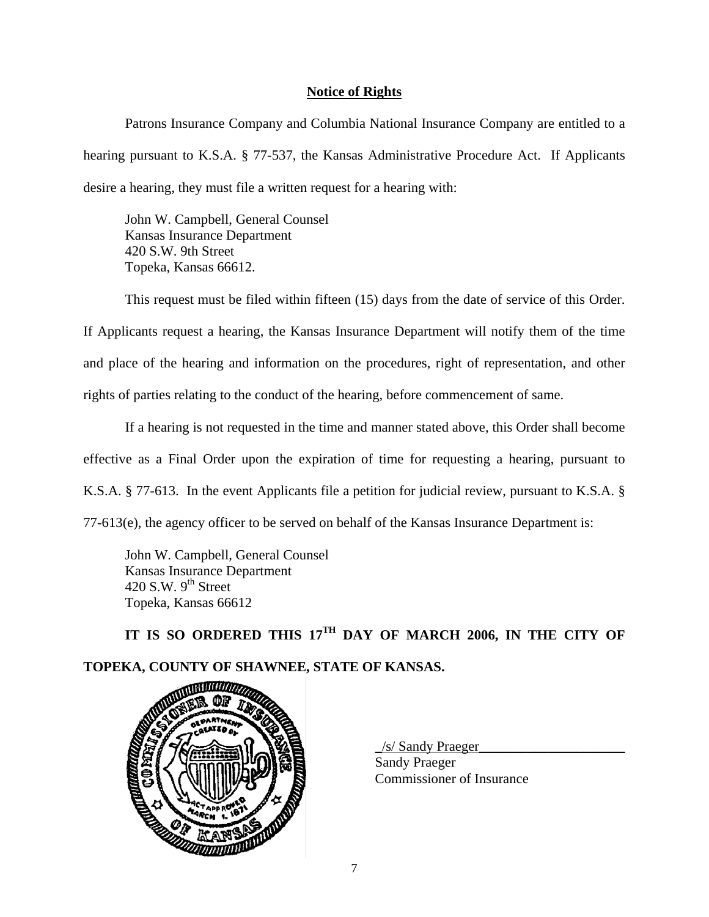**Notice of Rights**

Patrons Insurance Company and Columbia National Insurance Company are entitled to a hearing pursuant to K.S.A. § 77-537, the Kansas Administrative Procedure Act. If Applicants desire a hearing, they must file a written request for a hearing with:

John W. Campbell, General Counsel
Kansas Insurance Department
420 S.W. 9th Street
Topeka, Kansas 66612.

This request must be filed within fifteen (15) days from the date of service of this Order. If Applicants request a hearing, the Kansas Insurance Department will notify them of the time and place of the hearing and information on the procedures, right of representation, and other rights of parties relating to the conduct of the hearing, before commencement of same.

If a hearing is not requested in the time and manner stated above, this Order shall become effective as a Final Order upon the expiration of time for requesting a hearing, pursuant to K.S.A. § 77-613. In the event Applicants file a petition for judicial review, pursuant to K.S.A. § 77-613(e), the agency officer to be served on behalf of the Kansas Insurance Department is:

John W. Campbell, General Counsel
Kansas Insurance Department
420 S.W. 9th Street
Topeka, Kansas 66612

**IT IS SO ORDERED THIS 17TH DAY OF MARCH 2006, IN THE CITY OF TOPEKA, COUNTY OF SHAWNEE, STATE OF KANSAS.**

_/s/ Sandy Praeger_
Sandy Praeger
Commissioner of Insurance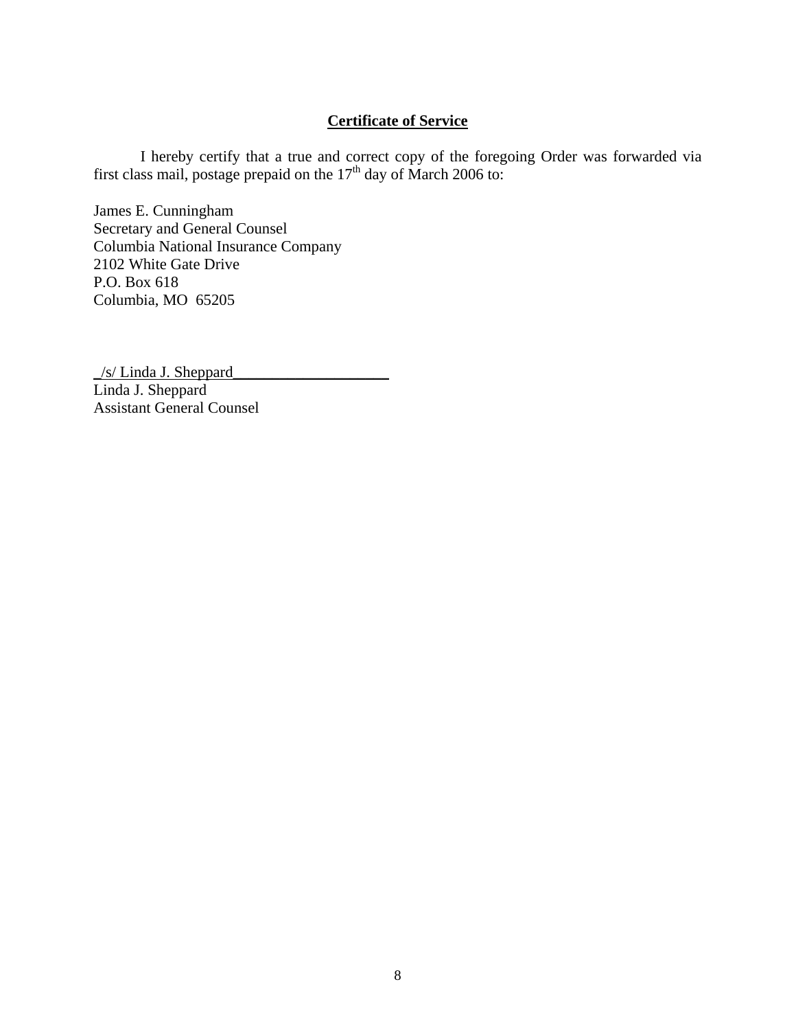**Certificate of Service**

I hereby certify that a true and correct copy of the foregoing Order was forwarded via first class mail, postage prepaid on the 17th day of March 2006 to:

James E. Cunningham  
Secretary and General Counsel  
Columbia National Insurance Company  
2102 White Gate Drive  
P.O. Box 618  
Columbia, MO 65205

_/s/ Linda J. Sheppard____________________  
Linda J. Sheppard  
Assistant General Counsel